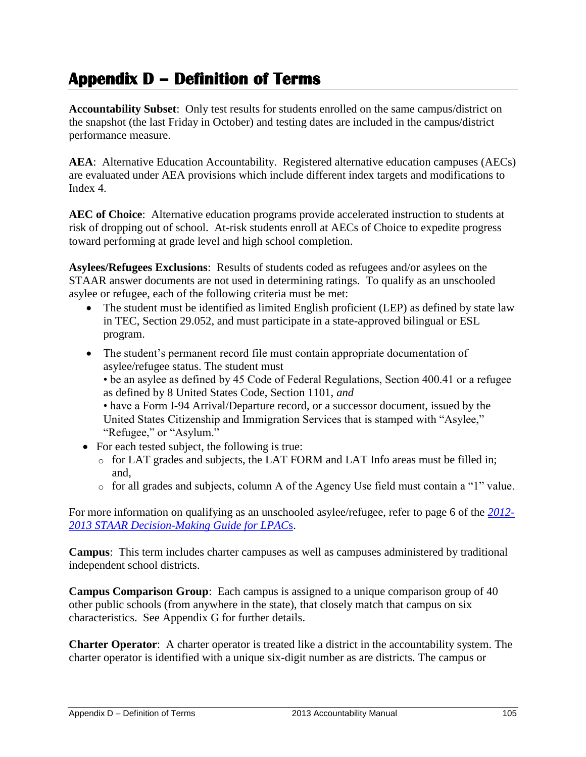# Appendix D – Definition of Terms

**Accountability Subset**: Only test results for students enrolled on the same campus/district on the snapshot (the last Friday in October) and testing dates are included in the campus/district performance measure.

**AEA**: Alternative Education Accountability. Registered alternative education campuses (AECs) are evaluated under AEA provisions which include different index targets and modifications to Index 4.

**AEC of Choice**: Alternative education programs provide accelerated instruction to students at risk of dropping out of school. At-risk students enroll at AECs of Choice to expedite progress toward performing at grade level and high school completion.

**Asylees/Refugees Exclusions**: Results of students coded as refugees and/or asylees on the STAAR answer documents are not used in determining ratings. To qualify as an unschooled asylee or refugee, each of the following criteria must be met:

- The student must be identified as limited English proficient (LEP) as defined by state law in TEC, Section 29.052, and must participate in a state-approved bilingual or ESL program.
- The student's permanent record file must contain appropriate documentation of asylee/refugee status. The student must
  - be an asylee as defined by 45 Code of Federal Regulations, Section 400.41 or a refugee as defined by 8 United States Code, Section 1101, *and*
  - have a Form I-94 Arrival/Departure record, or a successor document, issued by the United States Citizenship and Immigration Services that is stamped with "Asylee," "Refugee," or "Asylum."
- For each tested subject, the following is true:
  - for LAT grades and subjects, the LAT FORM and LAT Info areas must be filled in; and,
  - for all grades and subjects, column A of the Agency Use field must contain a "1" value.

For more information on qualifying as an unschooled asylee/refugee, refer to page 6 of the *2012-2013 STAAR Decision-Making Guide for LPACs*.

**Campus**: This term includes charter campuses as well as campuses administered by traditional independent school districts.

**Campus Comparison Group**: Each campus is assigned to a unique comparison group of 40 other public schools (from anywhere in the state), that closely match that campus on six characteristics. See Appendix G for further details.

**Charter Operator**: A charter operator is treated like a district in the accountability system. The charter operator is identified with a unique six-digit number as are districts. The campus or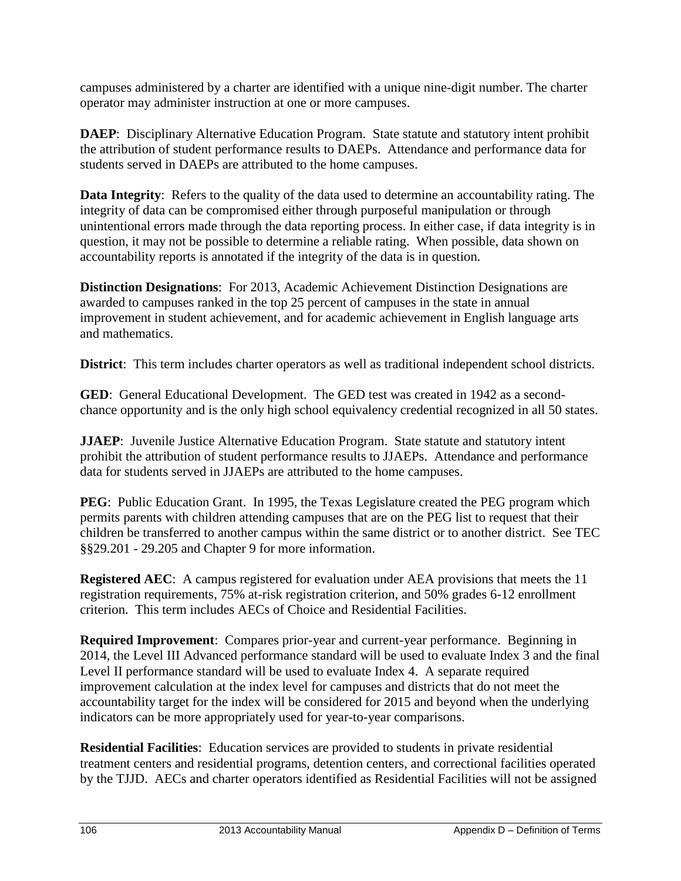campuses administered by a charter are identified with a unique nine-digit number. The charter operator may administer instruction at one or more campuses.

**DAEP**: Disciplinary Alternative Education Program. State statute and statutory intent prohibit the attribution of student performance results to DAEPs. Attendance and performance data for students served in DAEPs are attributed to the home campuses.

**Data Integrity**: Refers to the quality of the data used to determine an accountability rating. The integrity of data can be compromised either through purposeful manipulation or through unintentional errors made through the data reporting process. In either case, if data integrity is in question, it may not be possible to determine a reliable rating. When possible, data shown on accountability reports is annotated if the integrity of the data is in question.

**Distinction Designations**: For 2013, Academic Achievement Distinction Designations are awarded to campuses ranked in the top 25 percent of campuses in the state in annual improvement in student achievement, and for academic achievement in English language arts and mathematics.

**District**: This term includes charter operators as well as traditional independent school districts.

**GED**: General Educational Development. The GED test was created in 1942 as a second-chance opportunity and is the only high school equivalency credential recognized in all 50 states.

**JJAEP**: Juvenile Justice Alternative Education Program. State statute and statutory intent prohibit the attribution of student performance results to JJAEPs. Attendance and performance data for students served in JJAEPs are attributed to the home campuses.

**PEG**: Public Education Grant. In 1995, the Texas Legislature created the PEG program which permits parents with children attending campuses that are on the PEG list to request that their children be transferred to another campus within the same district or to another district. See TEC §§29.201 - 29.205 and Chapter 9 for more information.

**Registered AEC**: A campus registered for evaluation under AEA provisions that meets the 11 registration requirements, 75% at-risk registration criterion, and 50% grades 6-12 enrollment criterion. This term includes AECs of Choice and Residential Facilities.

**Required Improvement**: Compares prior-year and current-year performance. Beginning in 2014, the Level III Advanced performance standard will be used to evaluate Index 3 and the final Level II performance standard will be used to evaluate Index 4. A separate required improvement calculation at the index level for campuses and districts that do not meet the accountability target for the index will be considered for 2015 and beyond when the underlying indicators can be more appropriately used for year-to-year comparisons.

**Residential Facilities**: Education services are provided to students in private residential treatment centers and residential programs, detention centers, and correctional facilities operated by the TJJD. AECs and charter operators identified as Residential Facilities will not be assigned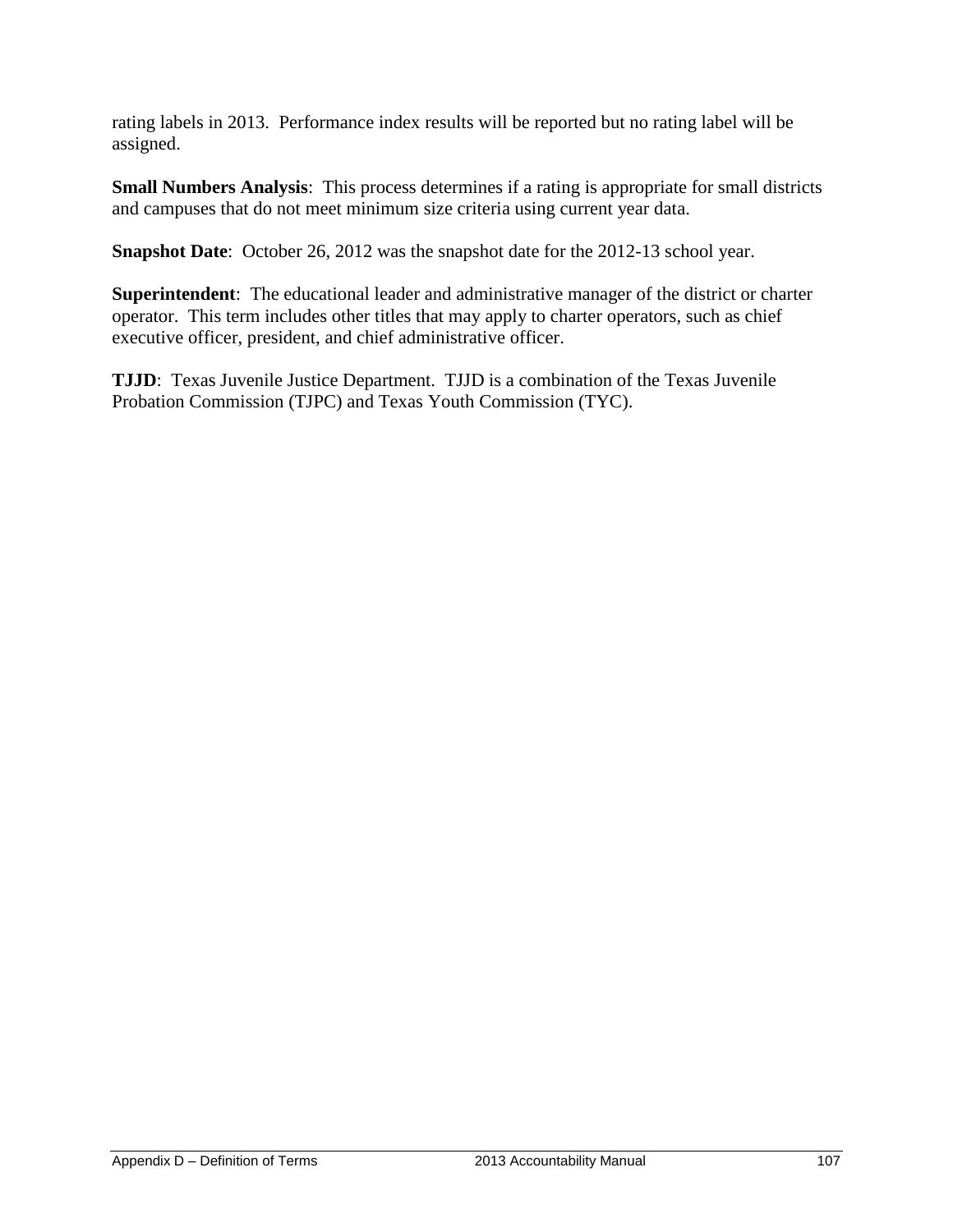rating labels in 2013.  Performance index results will be reported but no rating label will be assigned.

**Small Numbers Analysis**:  This process determines if a rating is appropriate for small districts and campuses that do not meet minimum size criteria using current year data.

**Snapshot Date**:  October 26, 2012 was the snapshot date for the 2012-13 school year.

**Superintendent**:  The educational leader and administrative manager of the district or charter operator.  This term includes other titles that may apply to charter operators, such as chief executive officer, president, and chief administrative officer.

**TJJD**:  Texas Juvenile Justice Department.  TJJD is a combination of the Texas Juvenile Probation Commission (TJPC) and Texas Youth Commission (TYC).